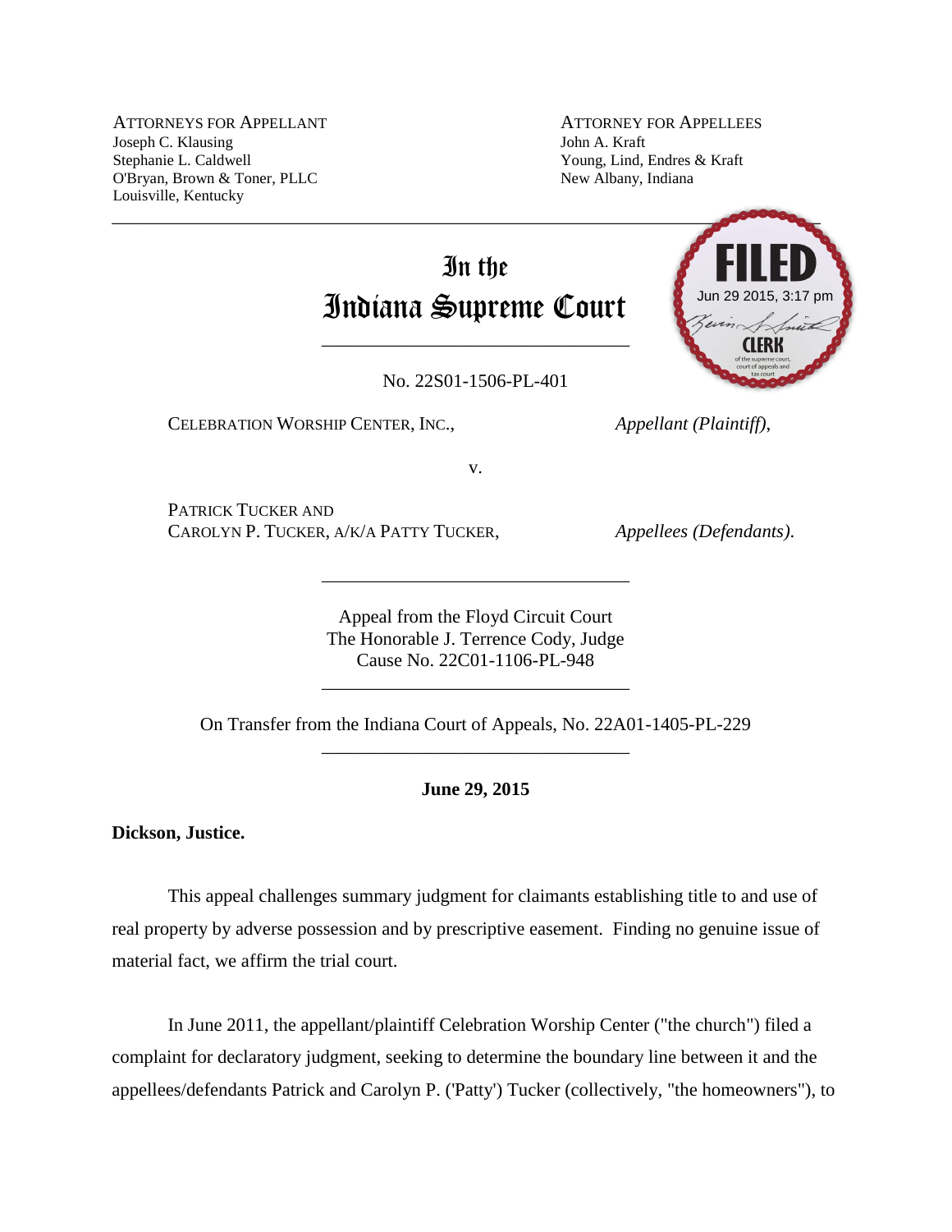ATTORNEYS FOR APPELLANT
Joseph C. Klausing
Stephanie L. Caldwell
O'Bryan, Brown & Toner, PLLC
Louisville, Kentucky

ATTORNEY FOR APPELLEES
John A. Kraft
Young, Lind, Endres & Kraft
New Albany, Indiana

---

# In the Indiana Supreme Court

FILED Jun 29 2015, 3:17 pm CLERK of the supreme court, court of appeals and tax court

---

No. 22S01-1506-PL-401

CELEBRATION WORSHIP CENTER, INC., *Appellant (Plaintiff),*

v.

PATRICK TUCKER AND
CAROLYN P. TUCKER, A/K/A PATTY TUCKER, *Appellees (Defendants).*

---

Appeal from the Floyd Circuit Court
The Honorable J. Terrence Cody, Judge
Cause No. 22C01-1106-PL-948

---

On Transfer from the Indiana Court of Appeals, No. 22A01-1405-PL-229

---

**June 29, 2015**

**Dickson, Justice.**

This appeal challenges summary judgment for claimants establishing title to and use of real property by adverse possession and by prescriptive easement. Finding no genuine issue of material fact, we affirm the trial court.

In June 2011, the appellant/plaintiff Celebration Worship Center ("the church") filed a complaint for declaratory judgment, seeking to determine the boundary line between it and the appellees/defendants Patrick and Carolyn P. ('Patty') Tucker (collectively, "the homeowners"), to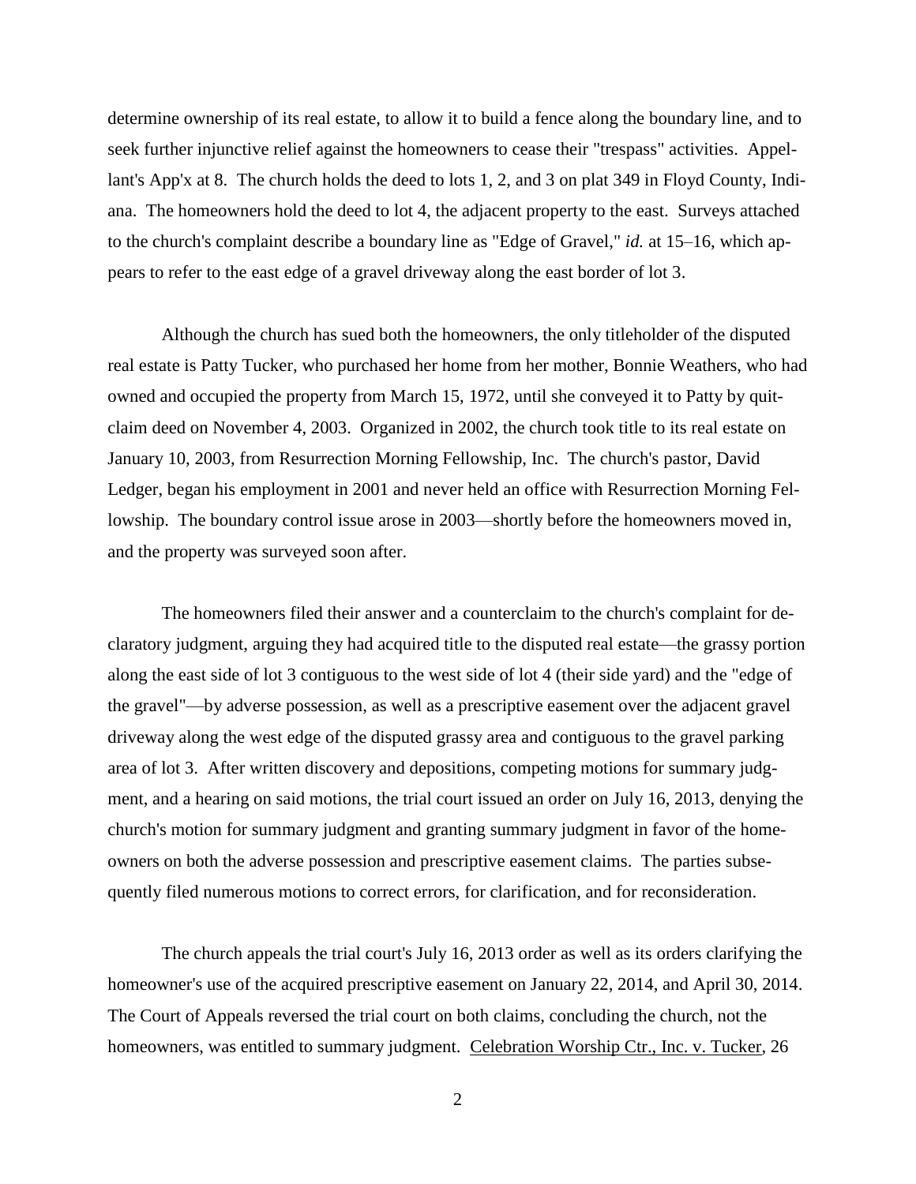determine ownership of its real estate, to allow it to build a fence along the boundary line, and to seek further injunctive relief against the homeowners to cease their "trespass" activities. Appellant's App'x at 8. The church holds the deed to lots 1, 2, and 3 on plat 349 in Floyd County, Indiana. The homeowners hold the deed to lot 4, the adjacent property to the east. Surveys attached to the church's complaint describe a boundary line as "Edge of Gravel," *id.* at 15–16, which appears to refer to the east edge of a gravel driveway along the east border of lot 3.

Although the church has sued both the homeowners, the only titleholder of the disputed real estate is Patty Tucker, who purchased her home from her mother, Bonnie Weathers, who had owned and occupied the property from March 15, 1972, until she conveyed it to Patty by quitclaim deed on November 4, 2003. Organized in 2002, the church took title to its real estate on January 10, 2003, from Resurrection Morning Fellowship, Inc. The church's pastor, David Ledger, began his employment in 2001 and never held an office with Resurrection Morning Fellowship. The boundary control issue arose in 2003—shortly before the homeowners moved in, and the property was surveyed soon after.

The homeowners filed their answer and a counterclaim to the church's complaint for declaratory judgment, arguing they had acquired title to the disputed real estate—the grassy portion along the east side of lot 3 contiguous to the west side of lot 4 (their side yard) and the "edge of the gravel"—by adverse possession, as well as a prescriptive easement over the adjacent gravel driveway along the west edge of the disputed grassy area and contiguous to the gravel parking area of lot 3. After written discovery and depositions, competing motions for summary judgment, and a hearing on said motions, the trial court issued an order on July 16, 2013, denying the church's motion for summary judgment and granting summary judgment in favor of the homeowners on both the adverse possession and prescriptive easement claims. The parties subsequently filed numerous motions to correct errors, for clarification, and for reconsideration.

The church appeals the trial court's July 16, 2013 order as well as its orders clarifying the homeowner's use of the acquired prescriptive easement on January 22, 2014, and April 30, 2014. The Court of Appeals reversed the trial court on both claims, concluding the church, not the homeowners, was entitled to summary judgment. Celebration Worship Ctr., Inc. v. Tucker, 26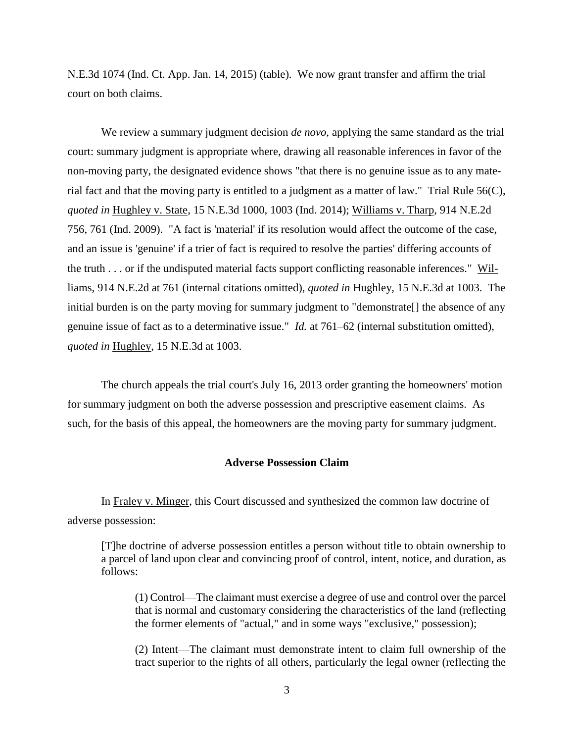N.E.3d 1074 (Ind. Ct. App. Jan. 14, 2015) (table). We now grant transfer and affirm the trial court on both claims.

We review a summary judgment decision *de novo*, applying the same standard as the trial court: summary judgment is appropriate where, drawing all reasonable inferences in favor of the non-moving party, the designated evidence shows "that there is no genuine issue as to any material fact and that the moving party is entitled to a judgment as a matter of law." Trial Rule 56(C), *quoted in* Hughley v. State, 15 N.E.3d 1000, 1003 (Ind. 2014); Williams v. Tharp, 914 N.E.2d 756, 761 (Ind. 2009). "A fact is 'material' if its resolution would affect the outcome of the case, and an issue is 'genuine' if a trier of fact is required to resolve the parties' differing accounts of the truth . . . or if the undisputed material facts support conflicting reasonable inferences." Williams, 914 N.E.2d at 761 (internal citations omitted), *quoted in* Hughley, 15 N.E.3d at 1003. The initial burden is on the party moving for summary judgment to "demonstrate[] the absence of any genuine issue of fact as to a determinative issue." *Id.* at 761–62 (internal substitution omitted), *quoted in* Hughley, 15 N.E.3d at 1003.

The church appeals the trial court's July 16, 2013 order granting the homeowners' motion for summary judgment on both the adverse possession and prescriptive easement claims. As such, for the basis of this appeal, the homeowners are the moving party for summary judgment.

### Adverse Possession Claim

In Fraley v. Minger, this Court discussed and synthesized the common law doctrine of adverse possession:

> [T]he doctrine of adverse possession entitles a person without title to obtain ownership to a parcel of land upon clear and convincing proof of control, intent, notice, and duration, as follows:
>
> > (1) Control—The claimant must exercise a degree of use and control over the parcel that is normal and customary considering the characteristics of the land (reflecting the former elements of "actual," and in some ways "exclusive," possession);
> >
> > (2) Intent—The claimant must demonstrate intent to claim full ownership of the tract superior to the rights of all others, particularly the legal owner (reflecting the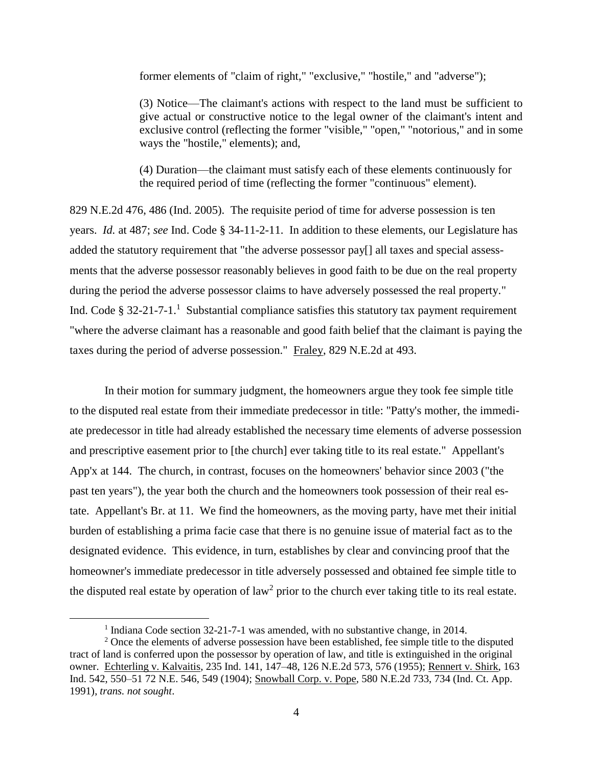> former elements of "claim of right," "exclusive," "hostile," and "adverse");
>
> (3) Notice—The claimant's actions with respect to the land must be sufficient to give actual or constructive notice to the legal owner of the claimant's intent and exclusive control (reflecting the former "visible," "open," "notorious," and in some ways the "hostile," elements); and,
>
> (4) Duration—the claimant must satisfy each of these elements continuously for the required period of time (reflecting the former "continuous" element).

829 N.E.2d 476, 486 (Ind. 2005). The requisite period of time for adverse possession is ten years. *Id.* at 487; *see* Ind. Code § 34-11-2-11. In addition to these elements, our Legislature has added the statutory requirement that "the adverse possessor pay[] all taxes and special assessments that the adverse possessor reasonably believes in good faith to be due on the real property during the period the adverse possessor claims to have adversely possessed the real property." Ind. Code § 32-21-7-1.[1] Substantial compliance satisfies this statutory tax payment requirement "where the adverse claimant has a reasonable and good faith belief that the claimant is paying the taxes during the period of adverse possession." Fraley, 829 N.E.2d at 493.

In their motion for summary judgment, the homeowners argue they took fee simple title to the disputed real estate from their immediate predecessor in title: "Patty's mother, the immediate predecessor in title had already established the necessary time elements of adverse possession and prescriptive easement prior to [the church] ever taking title to its real estate." Appellant's App'x at 144. The church, in contrast, focuses on the homeowners' behavior since 2003 ("the past ten years"), the year both the church and the homeowners took possession of their real estate. Appellant's Br. at 11. We find the homeowners, as the moving party, have met their initial burden of establishing a prima facie case that there is no genuine issue of material fact as to the designated evidence. This evidence, in turn, establishes by clear and convincing proof that the homeowner's immediate predecessor in title adversely possessed and obtained fee simple title to the disputed real estate by operation of law[2] prior to the church ever taking title to its real estate.

---

[1] Indiana Code section 32-21-7-1 was amended, with no substantive change, in 2014.

[2] Once the elements of adverse possession have been established, fee simple title to the disputed tract of land is conferred upon the possessor by operation of law, and title is extinguished in the original owner. Echterling v. Kalvaitis, 235 Ind. 141, 147–48, 126 N.E.2d 573, 576 (1955); Rennert v. Shirk, 163 Ind. 542, 550–51 72 N.E. 546, 549 (1904); Snowball Corp. v. Pope, 580 N.E.2d 733, 734 (Ind. Ct. App. 1991), *trans. not sought*.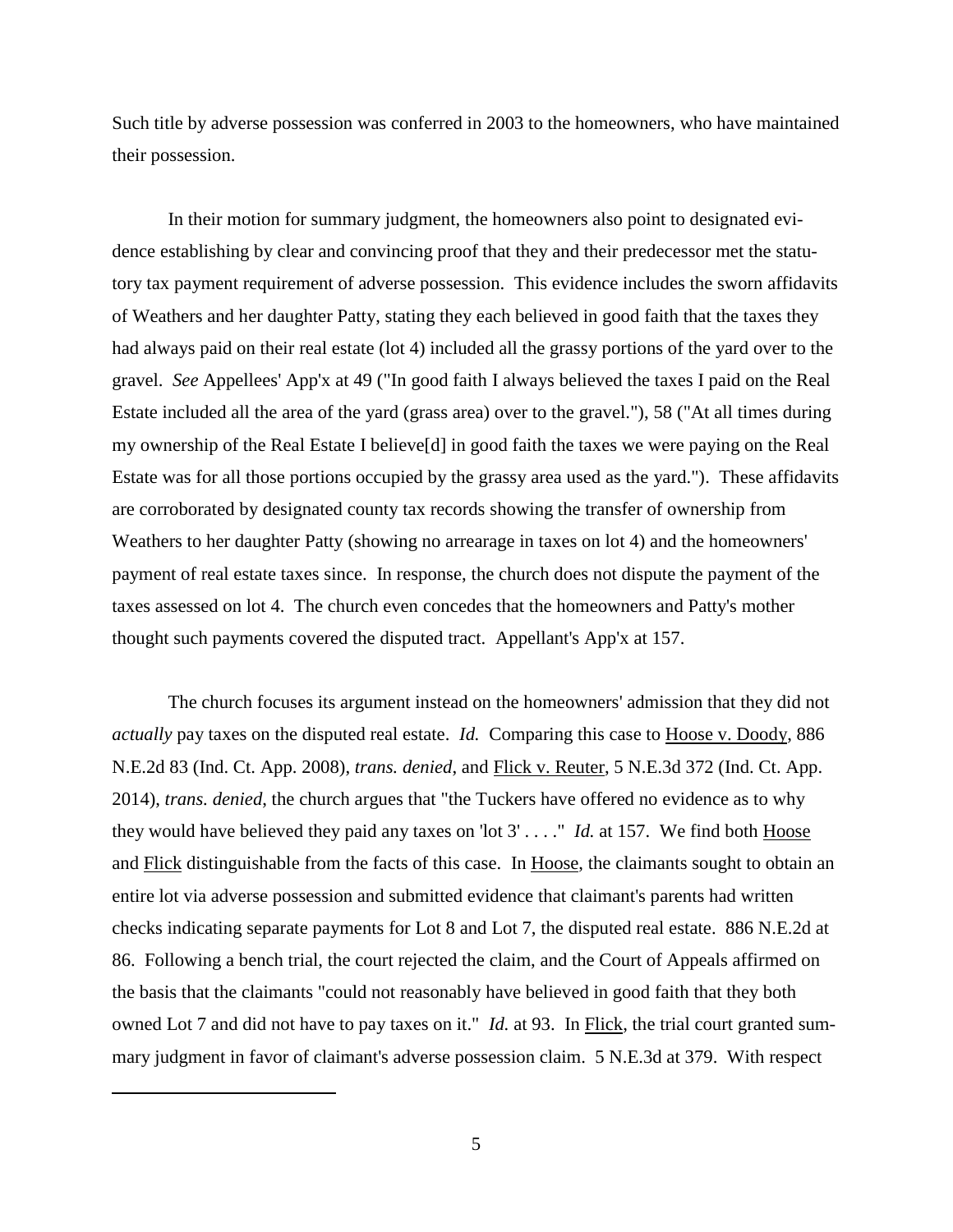Such title by adverse possession was conferred in 2003 to the homeowners, who have maintained their possession.

In their motion for summary judgment, the homeowners also point to designated evidence establishing by clear and convincing proof that they and their predecessor met the statutory tax payment requirement of adverse possession. This evidence includes the sworn affidavits of Weathers and her daughter Patty, stating they each believed in good faith that the taxes they had always paid on their real estate (lot 4) included all the grassy portions of the yard over to the gravel. *See* Appellees' App'x at 49 ("In good faith I always believed the taxes I paid on the Real Estate included all the area of the yard (grass area) over to the gravel."), 58 ("At all times during my ownership of the Real Estate I believe[d] in good faith the taxes we were paying on the Real Estate was for all those portions occupied by the grassy area used as the yard."). These affidavits are corroborated by designated county tax records showing the transfer of ownership from Weathers to her daughter Patty (showing no arrearage in taxes on lot 4) and the homeowners' payment of real estate taxes since. In response, the church does not dispute the payment of the taxes assessed on lot 4. The church even concedes that the homeowners and Patty's mother thought such payments covered the disputed tract. Appellant's App'x at 157.

The church focuses its argument instead on the homeowners' admission that they did not *actually* pay taxes on the disputed real estate. *Id.* Comparing this case to Hoose v. Doody, 886 N.E.2d 83 (Ind. Ct. App. 2008), *trans. denied*, and Flick v. Reuter, 5 N.E.3d 372 (Ind. Ct. App. 2014), *trans. denied*, the church argues that "the Tuckers have offered no evidence as to why they would have believed they paid any taxes on 'lot 3' . . . ." *Id.* at 157. We find both Hoose and Flick distinguishable from the facts of this case. In Hoose, the claimants sought to obtain an entire lot via adverse possession and submitted evidence that claimant's parents had written checks indicating separate payments for Lot 8 and Lot 7, the disputed real estate. 886 N.E.2d at 86. Following a bench trial, the court rejected the claim, and the Court of Appeals affirmed on the basis that the claimants "could not reasonably have believed in good faith that they both owned Lot 7 and did not have to pay taxes on it." *Id.* at 93. In Flick, the trial court granted summary judgment in favor of claimant's adverse possession claim. 5 N.E.3d at 379. With respect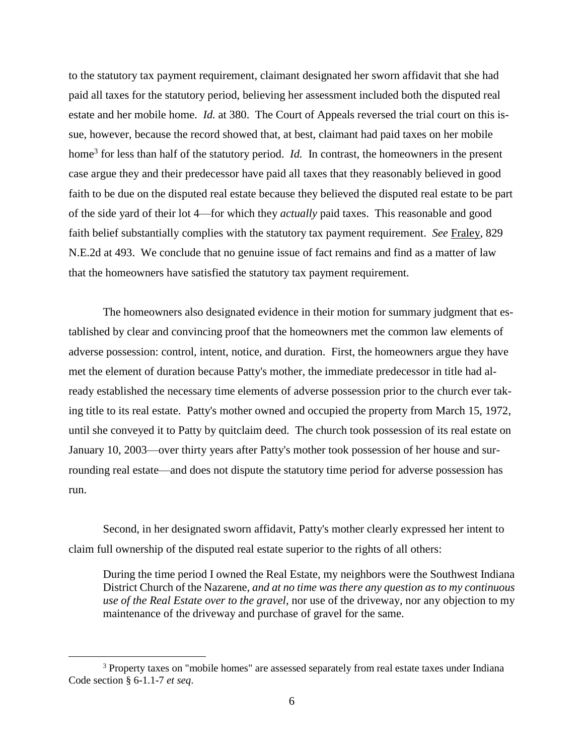to the statutory tax payment requirement, claimant designated her sworn affidavit that she had paid all taxes for the statutory period, believing her assessment included both the disputed real estate and her mobile home. *Id.* at 380. The Court of Appeals reversed the trial court on this issue, however, because the record showed that, at best, claimant had paid taxes on her mobile home[3] for less than half of the statutory period. *Id.* In contrast, the homeowners in the present case argue they and their predecessor have paid all taxes that they reasonably believed in good faith to be due on the disputed real estate because they believed the disputed real estate to be part of the side yard of their lot 4—for which they *actually* paid taxes. This reasonable and good faith belief substantially complies with the statutory tax payment requirement. *See* Fraley, 829 N.E.2d at 493. We conclude that no genuine issue of fact remains and find as a matter of law that the homeowners have satisfied the statutory tax payment requirement.

The homeowners also designated evidence in their motion for summary judgment that established by clear and convincing proof that the homeowners met the common law elements of adverse possession: control, intent, notice, and duration. First, the homeowners argue they have met the element of duration because Patty's mother, the immediate predecessor in title had already established the necessary time elements of adverse possession prior to the church ever taking title to its real estate. Patty's mother owned and occupied the property from March 15, 1972, until she conveyed it to Patty by quitclaim deed. The church took possession of its real estate on January 10, 2003—over thirty years after Patty's mother took possession of her house and surrounding real estate—and does not dispute the statutory time period for adverse possession has run.

Second, in her designated sworn affidavit, Patty's mother clearly expressed her intent to claim full ownership of the disputed real estate superior to the rights of all others:

> During the time period I owned the Real Estate, my neighbors were the Southwest Indiana District Church of the Nazarene, *and at no time was there any question as to my continuous use of the Real Estate over to the gravel*, nor use of the driveway, nor any objection to my maintenance of the driveway and purchase of gravel for the same.

---

[3] Property taxes on "mobile homes" are assessed separately from real estate taxes under Indiana Code section § 6-1.1-7 *et seq*.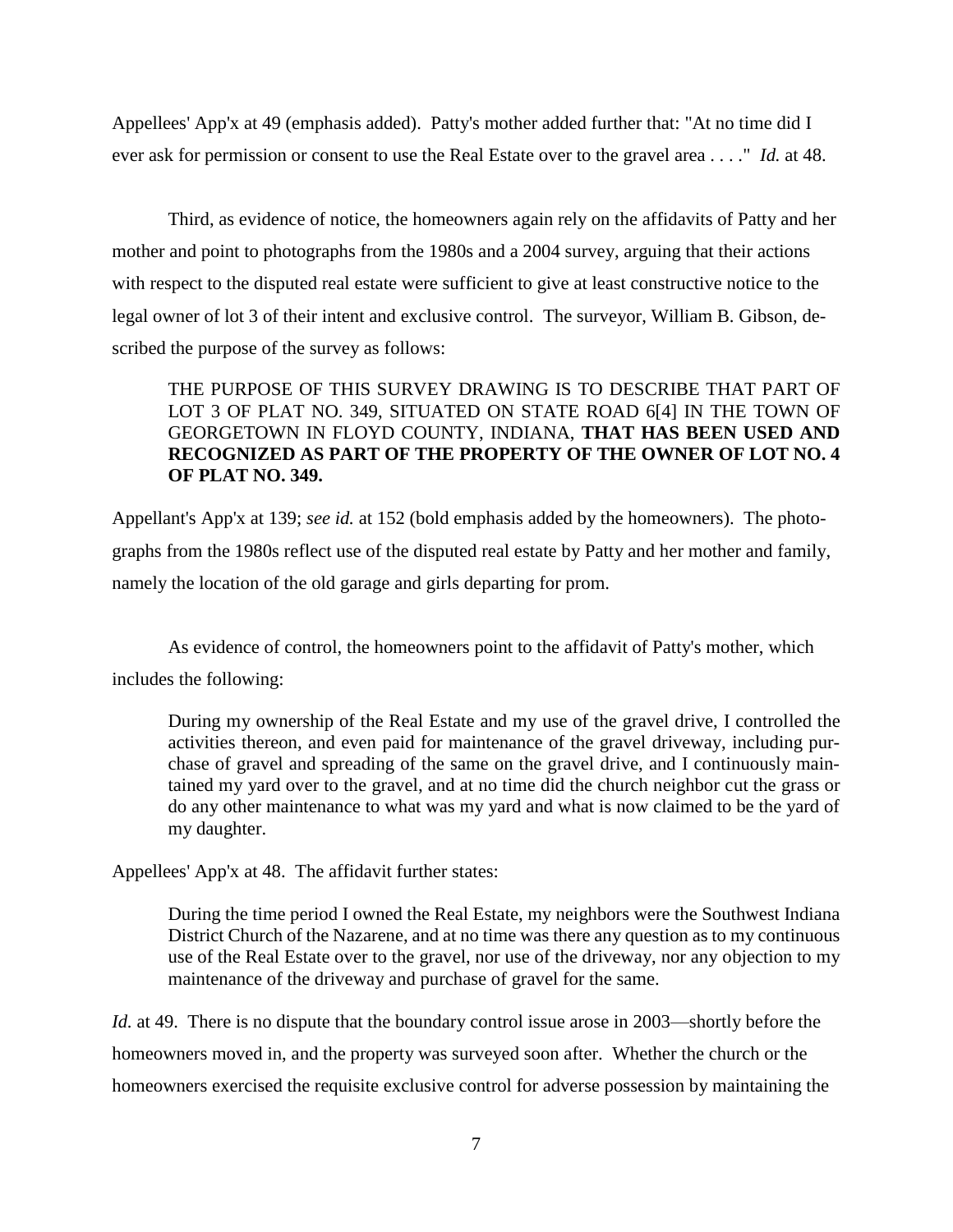Appellees' App'x at 49 (emphasis added). Patty's mother added further that: "At no time did I ever ask for permission or consent to use the Real Estate over to the gravel area . . . ." *Id.* at 48.

Third, as evidence of notice, the homeowners again rely on the affidavits of Patty and her mother and point to photographs from the 1980s and a 2004 survey, arguing that their actions with respect to the disputed real estate were sufficient to give at least constructive notice to the legal owner of lot 3 of their intent and exclusive control. The surveyor, William B. Gibson, described the purpose of the survey as follows:

> THE PURPOSE OF THIS SURVEY DRAWING IS TO DESCRIBE THAT PART OF LOT 3 OF PLAT NO. 349, SITUATED ON STATE ROAD 6[4] IN THE TOWN OF GEORGETOWN IN FLOYD COUNTY, INDIANA, **THAT HAS BEEN USED AND RECOGNIZED AS PART OF THE PROPERTY OF THE OWNER OF LOT NO. 4 OF PLAT NO. 349.**

Appellant's App'x at 139; *see id.* at 152 (bold emphasis added by the homeowners). The photographs from the 1980s reflect use of the disputed real estate by Patty and her mother and family, namely the location of the old garage and girls departing for prom.

As evidence of control, the homeowners point to the affidavit of Patty's mother, which includes the following:

> During my ownership of the Real Estate and my use of the gravel drive, I controlled the activities thereon, and even paid for maintenance of the gravel driveway, including purchase of gravel and spreading of the same on the gravel drive, and I continuously maintained my yard over to the gravel, and at no time did the church neighbor cut the grass or do any other maintenance to what was my yard and what is now claimed to be the yard of my daughter.

Appellees' App'x at 48. The affidavit further states:

> During the time period I owned the Real Estate, my neighbors were the Southwest Indiana District Church of the Nazarene, and at no time was there any question as to my continuous use of the Real Estate over to the gravel, nor use of the driveway, nor any objection to my maintenance of the driveway and purchase of gravel for the same.

*Id.* at 49. There is no dispute that the boundary control issue arose in 2003—shortly before the homeowners moved in, and the property was surveyed soon after. Whether the church or the homeowners exercised the requisite exclusive control for adverse possession by maintaining the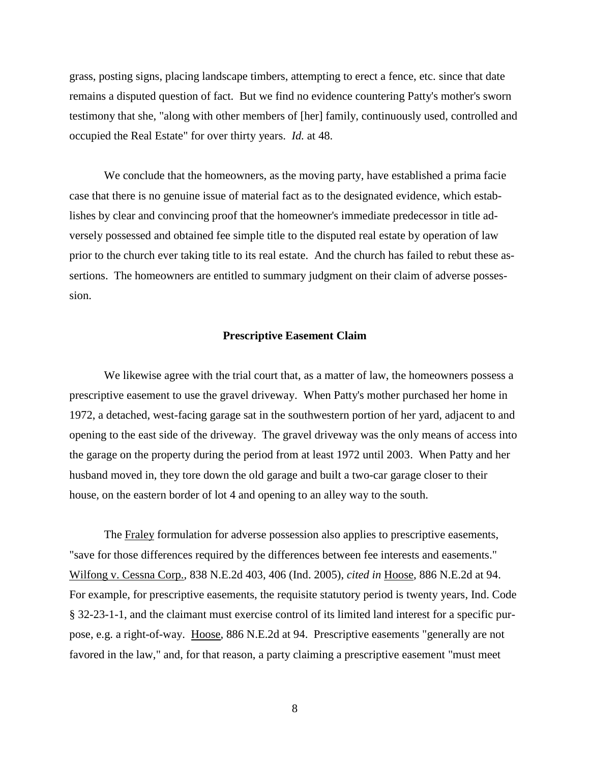grass, posting signs, placing landscape timbers, attempting to erect a fence, etc. since that date remains a disputed question of fact. But we find no evidence countering Patty's mother's sworn testimony that she, "along with other members of [her] family, continuously used, controlled and occupied the Real Estate" for over thirty years. *Id.* at 48.

We conclude that the homeowners, as the moving party, have established a prima facie case that there is no genuine issue of material fact as to the designated evidence, which establishes by clear and convincing proof that the homeowner's immediate predecessor in title adversely possessed and obtained fee simple title to the disputed real estate by operation of law prior to the church ever taking title to its real estate. And the church has failed to rebut these assertions. The homeowners are entitled to summary judgment on their claim of adverse possession.

**Prescriptive Easement Claim**

We likewise agree with the trial court that, as a matter of law, the homeowners possess a prescriptive easement to use the gravel driveway. When Patty's mother purchased her home in 1972, a detached, west-facing garage sat in the southwestern portion of her yard, adjacent to and opening to the east side of the driveway. The gravel driveway was the only means of access into the garage on the property during the period from at least 1972 until 2003. When Patty and her husband moved in, they tore down the old garage and built a two-car garage closer to their house, on the eastern border of lot 4 and opening to an alley way to the south.

The Fraley formulation for adverse possession also applies to prescriptive easements, "save for those differences required by the differences between fee interests and easements." Wilfong v. Cessna Corp., 838 N.E.2d 403, 406 (Ind. 2005), *cited in* Hoose, 886 N.E.2d at 94. For example, for prescriptive easements, the requisite statutory period is twenty years, Ind. Code § 32-23-1-1, and the claimant must exercise control of its limited land interest for a specific purpose, e.g. a right-of-way. Hoose, 886 N.E.2d at 94. Prescriptive easements "generally are not favored in the law," and, for that reason, a party claiming a prescriptive easement "must meet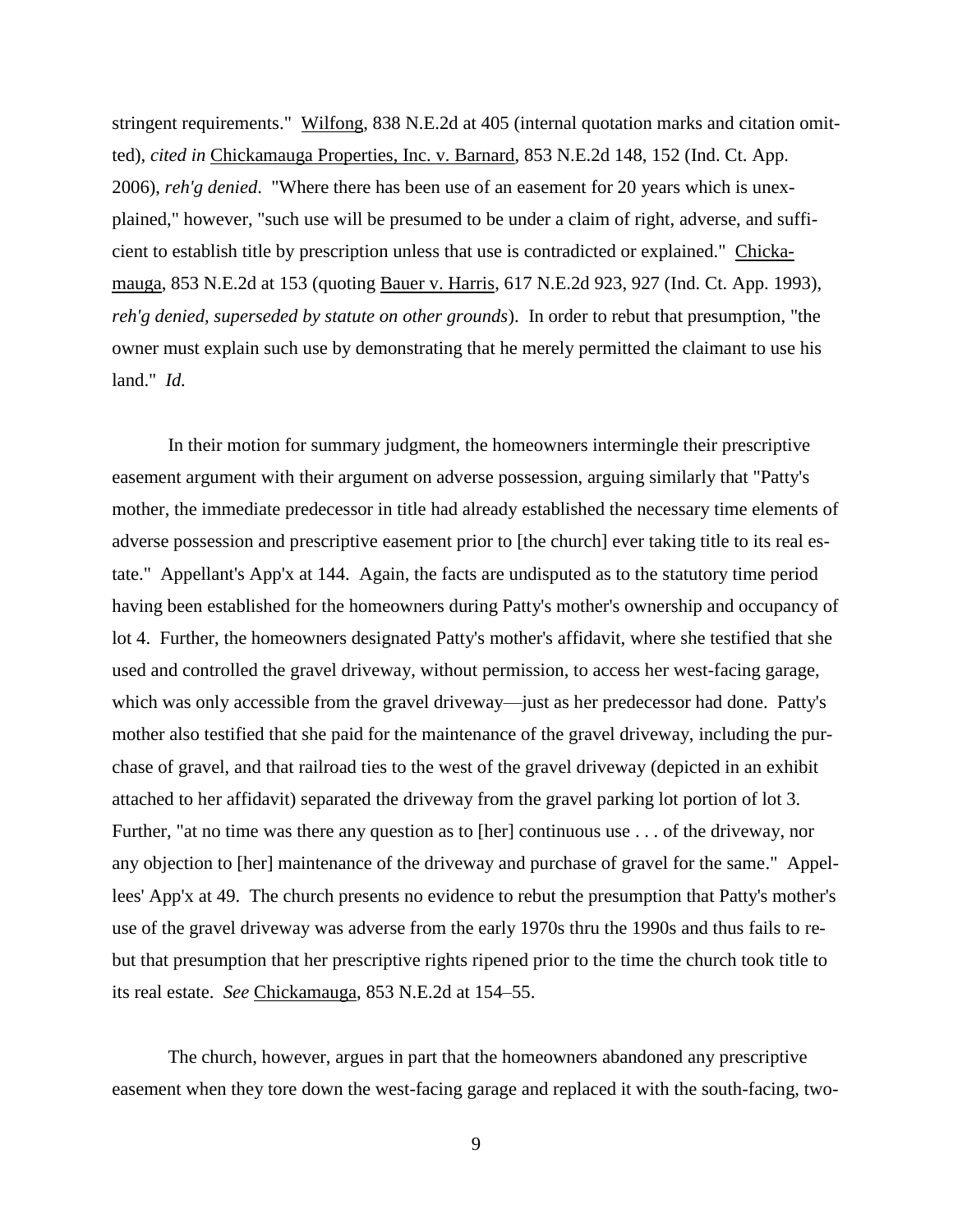stringent requirements." Wilfong, 838 N.E.2d at 405 (internal quotation marks and citation omitted), *cited in* Chickamauga Properties, Inc. v. Barnard, 853 N.E.2d 148, 152 (Ind. Ct. App. 2006), *reh'g denied*. "Where there has been use of an easement for 20 years which is unexplained," however, "such use will be presumed to be under a claim of right, adverse, and sufficient to establish title by prescription unless that use is contradicted or explained." Chickamauga, 853 N.E.2d at 153 (quoting Bauer v. Harris, 617 N.E.2d 923, 927 (Ind. Ct. App. 1993), *reh'g denied, superseded by statute on other grounds*). In order to rebut that presumption, "the owner must explain such use by demonstrating that he merely permitted the claimant to use his land." *Id.*

In their motion for summary judgment, the homeowners intermingle their prescriptive easement argument with their argument on adverse possession, arguing similarly that "Patty's mother, the immediate predecessor in title had already established the necessary time elements of adverse possession and prescriptive easement prior to [the church] ever taking title to its real estate." Appellant's App'x at 144. Again, the facts are undisputed as to the statutory time period having been established for the homeowners during Patty's mother's ownership and occupancy of lot 4. Further, the homeowners designated Patty's mother's affidavit, where she testified that she used and controlled the gravel driveway, without permission, to access her west-facing garage, which was only accessible from the gravel driveway—just as her predecessor had done. Patty's mother also testified that she paid for the maintenance of the gravel driveway, including the purchase of gravel, and that railroad ties to the west of the gravel driveway (depicted in an exhibit attached to her affidavit) separated the driveway from the gravel parking lot portion of lot 3. Further, "at no time was there any question as to [her] continuous use . . . of the driveway, nor any objection to [her] maintenance of the driveway and purchase of gravel for the same." Appellees' App'x at 49. The church presents no evidence to rebut the presumption that Patty's mother's use of the gravel driveway was adverse from the early 1970s thru the 1990s and thus fails to rebut that presumption that her prescriptive rights ripened prior to the time the church took title to its real estate. *See* Chickamauga, 853 N.E.2d at 154–55.

The church, however, argues in part that the homeowners abandoned any prescriptive easement when they tore down the west-facing garage and replaced it with the south-facing, two-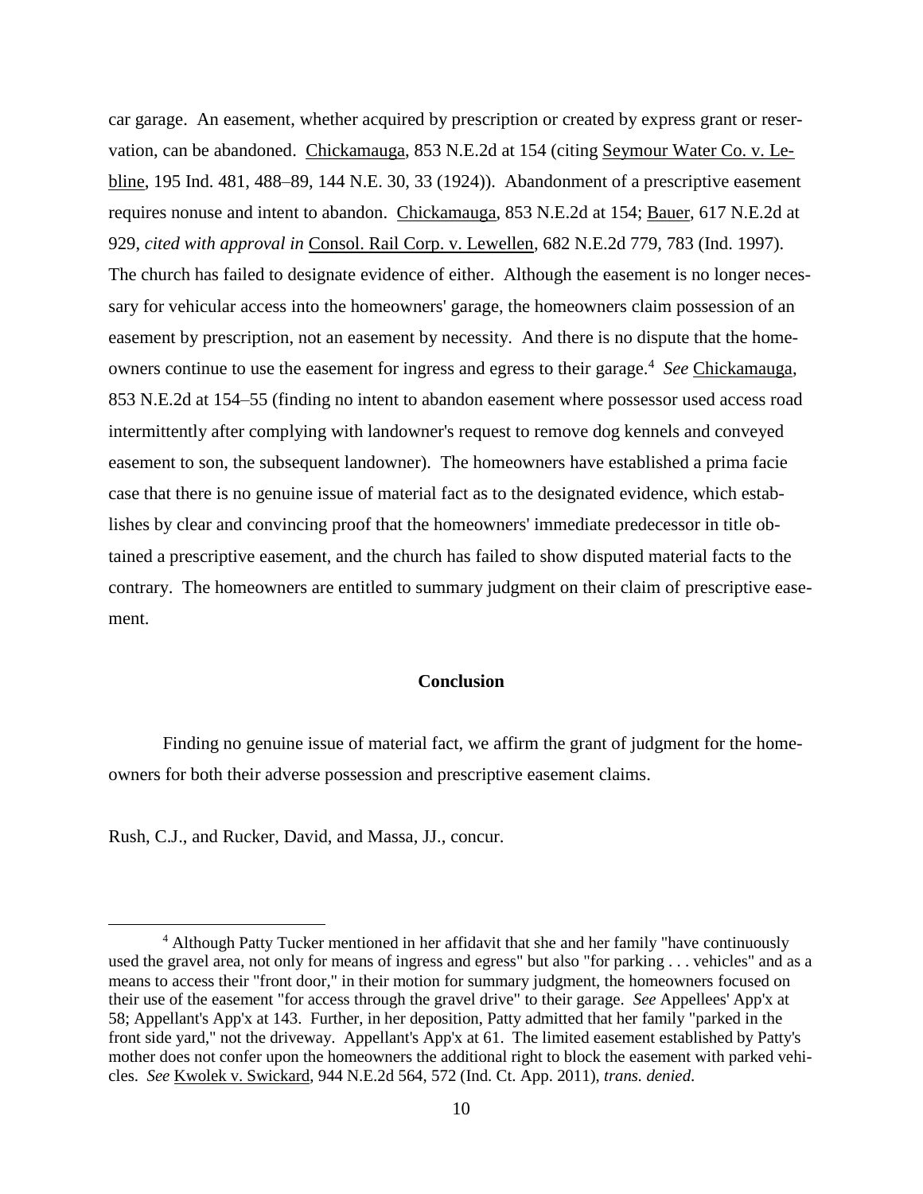car garage. An easement, whether acquired by prescription or created by express grant or reservation, can be abandoned. Chickamauga, 853 N.E.2d at 154 (citing Seymour Water Co. v. Lebline, 195 Ind. 481, 488–89, 144 N.E. 30, 33 (1924)). Abandonment of a prescriptive easement requires nonuse and intent to abandon. Chickamauga, 853 N.E.2d at 154; Bauer, 617 N.E.2d at 929, *cited with approval in* Consol. Rail Corp. v. Lewellen, 682 N.E.2d 779, 783 (Ind. 1997). The church has failed to designate evidence of either. Although the easement is no longer necessary for vehicular access into the homeowners' garage, the homeowners claim possession of an easement by prescription, not an easement by necessity. And there is no dispute that the homeowners continue to use the easement for ingress and egress to their garage.[4] *See* Chickamauga, 853 N.E.2d at 154–55 (finding no intent to abandon easement where possessor used access road intermittently after complying with landowner's request to remove dog kennels and conveyed easement to son, the subsequent landowner). The homeowners have established a prima facie case that there is no genuine issue of material fact as to the designated evidence, which establishes by clear and convincing proof that the homeowners' immediate predecessor in title obtained a prescriptive easement, and the church has failed to show disputed material facts to the contrary. The homeowners are entitled to summary judgment on their claim of prescriptive easement.

## Conclusion

Finding no genuine issue of material fact, we affirm the grant of judgment for the homeowners for both their adverse possession and prescriptive easement claims.

Rush, C.J., and Rucker, David, and Massa, JJ., concur.

---

[4] Although Patty Tucker mentioned in her affidavit that she and her family "have continuously used the gravel area, not only for means of ingress and egress" but also "for parking . . . vehicles" and as a means to access their "front door," in their motion for summary judgment, the homeowners focused on their use of the easement "for access through the gravel drive" to their garage. *See* Appellees' App'x at 58; Appellant's App'x at 143. Further, in her deposition, Patty admitted that her family "parked in the front side yard," not the driveway. Appellant's App'x at 61. The limited easement established by Patty's mother does not confer upon the homeowners the additional right to block the easement with parked vehicles. *See* Kwolek v. Swickard, 944 N.E.2d 564, 572 (Ind. Ct. App. 2011), *trans. denied*.